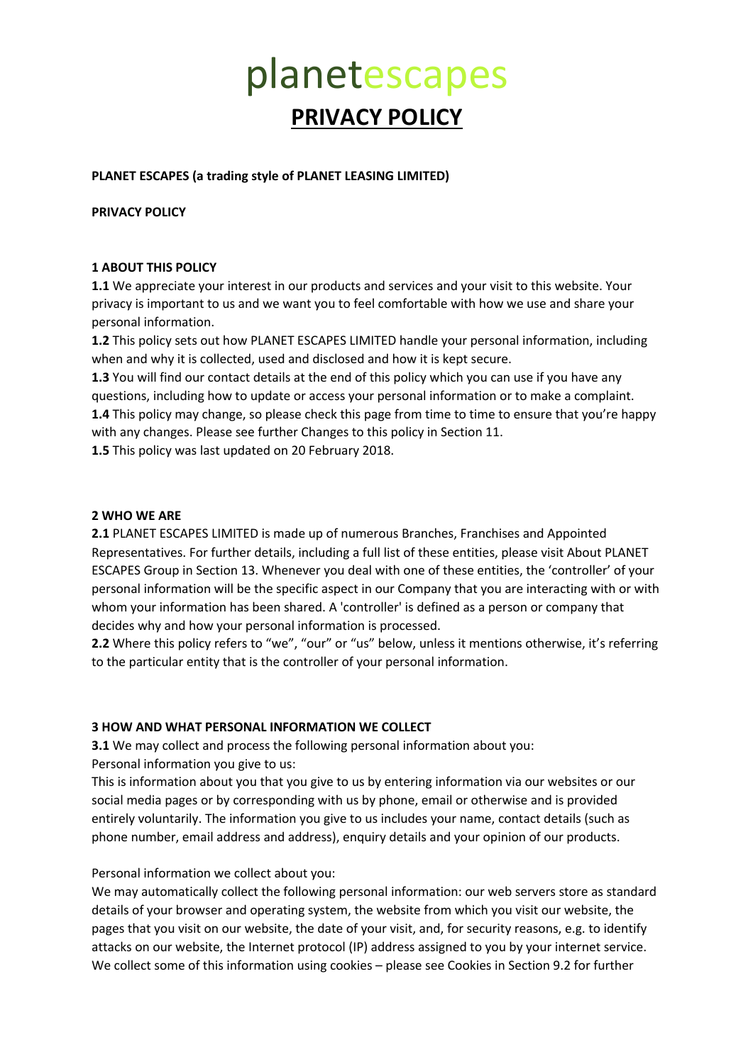# planetescapes

## PRIVACY POLICY

**PLANET ESCAPES (a trading style of PLANET LEASING LIMITED)**

**PRIVACY POLICY**

**1 ABOUT THIS POLICY**

**1.1** We appreciate your interest in our products and services and your visit to this website. Your privacy is important to us and we want you to feel comfortable with how we use and share your personal information.

**1.2** This policy sets out how PLANET ESCAPES LIMITED handle your personal information, including when and why it is collected, used and disclosed and how it is kept secure.

**1.3** You will find our contact details at the end of this policy which you can use if you have any questions, including how to update or access your personal information or to make a complaint.

**1.4** This policy may change, so please check this page from time to time to ensure that you're happy with any changes. Please see further Changes to this policy in Section 11.

**1.5** This policy was last updated on 20 February 2018.

**2 WHO WE ARE**

**2.1** PLANET ESCAPES LIMITED is made up of numerous Branches, Franchises and Appointed Representatives. For further details, including a full list of these entities, please visit About PLANET ESCAPES Group in Section 13. Whenever you deal with one of these entities, the 'controller' of your personal information will be the specific aspect in our Company that you are interacting with or with whom your information has been shared. A 'controller' is defined as a person or company that decides why and how your personal information is processed.

**2.2** Where this policy refers to "we", "our" or "us" below, unless it mentions otherwise, it's referring to the particular entity that is the controller of your personal information.

**3 HOW AND WHAT PERSONAL INFORMATION WE COLLECT**

**3.1** We may collect and process the following personal information about you:

Personal information you give to us:

This is information about you that you give to us by entering information via our websites or our social media pages or by corresponding with us by phone, email or otherwise and is provided entirely voluntarily. The information you give to us includes your name, contact details (such as phone number, email address and address), enquiry details and your opinion of our products.

Personal information we collect about you:

We may automatically collect the following personal information: our web servers store as standard details of your browser and operating system, the website from which you visit our website, the pages that you visit on our website, the date of your visit, and, for security reasons, e.g. to identify attacks on our website, the Internet protocol (IP) address assigned to you by your internet service. We collect some of this information using cookies – please see Cookies in Section 9.2 for further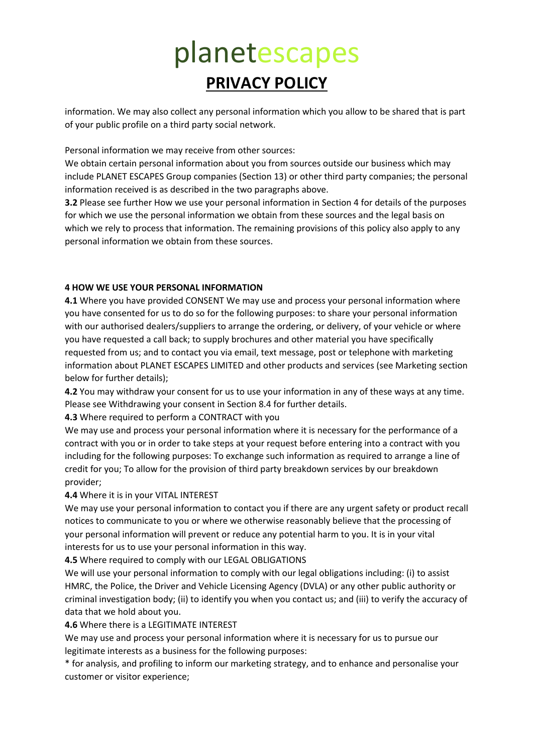information. We may also collect any personal information which you allow to be shared that is part of your public profile on a third party social network.

Personal information we may receive from other sources:
We obtain certain personal information about you from sources outside our business which may include PLANET ESCAPES Group companies (Section 13) or other third party companies; the personal information received is as described in the two paragraphs above.

**3.2** Please see further How we use your personal information in Section 4 for details of the purposes for which we use the personal information we obtain from these sources and the legal basis on which we rely to process that information. The remaining provisions of this policy also apply to any personal information we obtain from these sources.

**4 HOW WE USE YOUR PERSONAL INFORMATION**

**4.1** Where you have provided CONSENT We may use and process your personal information where you have consented for us to do so for the following purposes: to share your personal information with our authorised dealers/suppliers to arrange the ordering, or delivery, of your vehicle or where you have requested a call back; to supply brochures and other material you have specifically requested from us; and to contact you via email, text message, post or telephone with marketing information about PLANET ESCAPES LIMITED and other products and services (see Marketing section below for further details);

**4.2** You may withdraw your consent for us to use your information in any of these ways at any time. Please see Withdrawing your consent in Section 8.4 for further details.

**4.3** Where required to perform a CONTRACT with you
We may use and process your personal information where it is necessary for the performance of a contract with you or in order to take steps at your request before entering into a contract with you including for the following purposes: To exchange such information as required to arrange a line of credit for you; To allow for the provision of third party breakdown services by our breakdown provider;

**4.4** Where it is in your VITAL INTEREST
We may use your personal information to contact you if there are any urgent safety or product recall notices to communicate to you or where we otherwise reasonably believe that the processing of your personal information will prevent or reduce any potential harm to you. It is in your vital interests for us to use your personal information in this way.

**4.5** Where required to comply with our LEGAL OBLIGATIONS
We will use your personal information to comply with our legal obligations including: (i) to assist HMRC, the Police, the Driver and Vehicle Licensing Agency (DVLA) or any other public authority or criminal investigation body; (ii) to identify you when you contact us; and (iii) to verify the accuracy of data that we hold about you.

**4.6** Where there is a LEGITIMATE INTEREST
We may use and process your personal information where it is necessary for us to pursue our legitimate interests as a business for the following purposes:

* for analysis, and profiling to inform our marketing strategy, and to enhance and personalise your customer or visitor experience;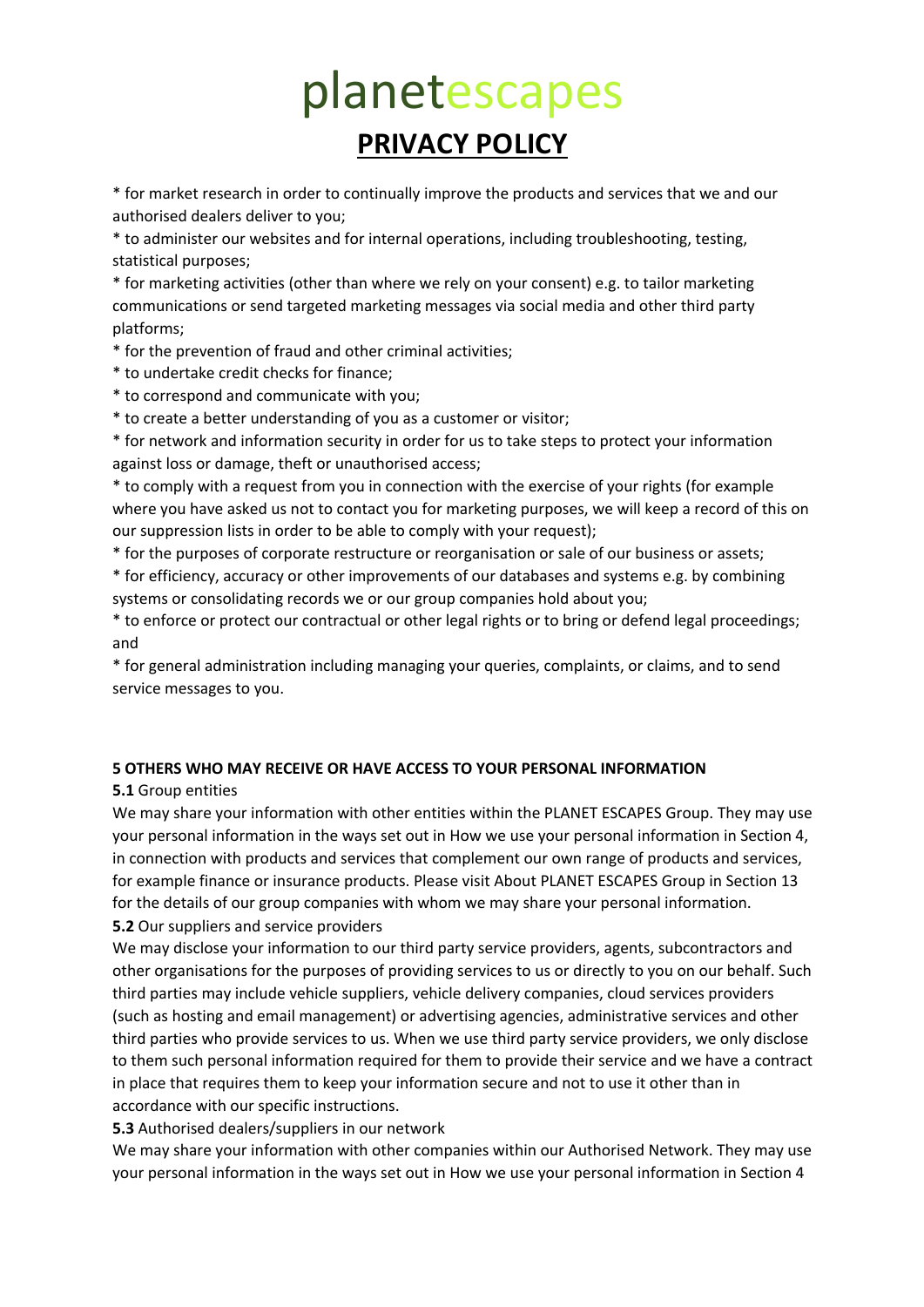* for market research in order to continually improve the products and services that we and our authorised dealers deliver to you;
* to administer our websites and for internal operations, including troubleshooting, testing, statistical purposes;
* for marketing activities (other than where we rely on your consent) e.g. to tailor marketing communications or send targeted marketing messages via social media and other third party platforms;
* for the prevention of fraud and other criminal activities;
* to undertake credit checks for finance;
* to correspond and communicate with you;
* to create a better understanding of you as a customer or visitor;
* for network and information security in order for us to take steps to protect your information against loss or damage, theft or unauthorised access;
* to comply with a request from you in connection with the exercise of your rights (for example where you have asked us not to contact you for marketing purposes, we will keep a record of this on our suppression lists in order to be able to comply with your request);
* for the purposes of corporate restructure or reorganisation or sale of our business or assets;
* for efficiency, accuracy or other improvements of our databases and systems e.g. by combining systems or consolidating records we or our group companies hold about you;
* to enforce or protect our contractual or other legal rights or to bring or defend legal proceedings; and
* for general administration including managing your queries, complaints, or claims, and to send service messages to you.

## 5 OTHERS WHO MAY RECEIVE OR HAVE ACCESS TO YOUR PERSONAL INFORMATION

**5.1** Group entities

We may share your information with other entities within the PLANET ESCAPES Group. They may use your personal information in the ways set out in How we use your personal information in Section 4, in connection with products and services that complement our own range of products and services, for example finance or insurance products. Please visit About PLANET ESCAPES Group in Section 13 for the details of our group companies with whom we may share your personal information.

**5.2** Our suppliers and service providers

We may disclose your information to our third party service providers, agents, subcontractors and other organisations for the purposes of providing services to us or directly to you on our behalf. Such third parties may include vehicle suppliers, vehicle delivery companies, cloud services providers (such as hosting and email management) or advertising agencies, administrative services and other third parties who provide services to us. When we use third party service providers, we only disclose to them such personal information required for them to provide their service and we have a contract in place that requires them to keep your information secure and not to use it other than in accordance with our specific instructions.

**5.3** Authorised dealers/suppliers in our network

We may share your information with other companies within our Authorised Network. They may use your personal information in the ways set out in How we use your personal information in Section 4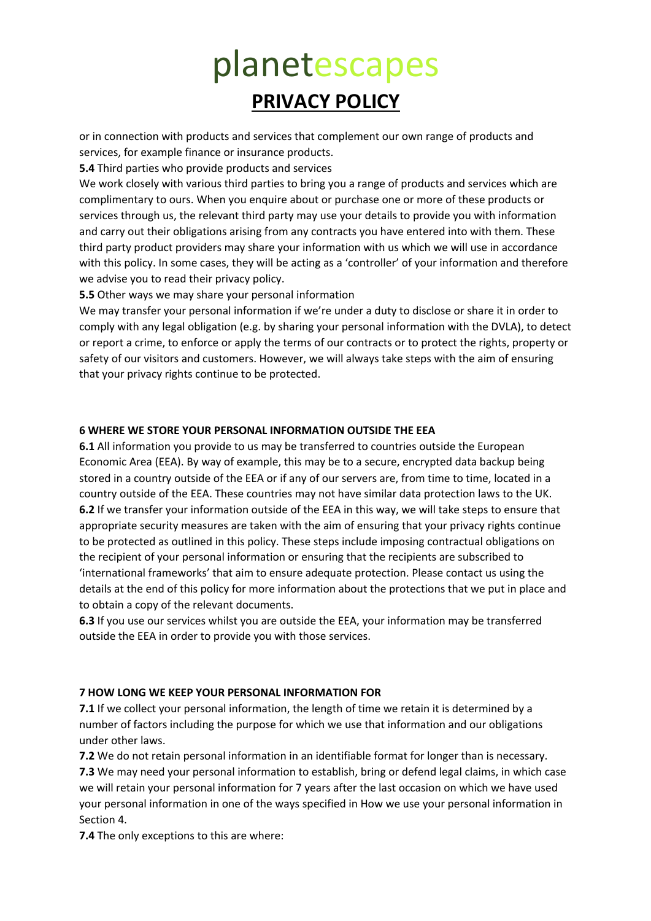or in connection with products and services that complement our own range of products and services, for example finance or insurance products.

**5.4** Third parties who provide products and services

We work closely with various third parties to bring you a range of products and services which are complimentary to ours. When you enquire about or purchase one or more of these products or services through us, the relevant third party may use your details to provide you with information and carry out their obligations arising from any contracts you have entered into with them. These third party product providers may share your information with us which we will use in accordance with this policy. In some cases, they will be acting as a 'controller' of your information and therefore we advise you to read their privacy policy.

**5.5** Other ways we may share your personal information

We may transfer your personal information if we're under a duty to disclose or share it in order to comply with any legal obligation (e.g. by sharing your personal information with the DVLA), to detect or report a crime, to enforce or apply the terms of our contracts or to protect the rights, property or safety of our visitors and customers. However, we will always take steps with the aim of ensuring that your privacy rights continue to be protected.

**6 WHERE WE STORE YOUR PERSONAL INFORMATION OUTSIDE THE EEA**

**6.1** All information you provide to us may be transferred to countries outside the European Economic Area (EEA). By way of example, this may be to a secure, encrypted data backup being stored in a country outside of the EEA or if any of our servers are, from time to time, located in a country outside of the EEA. These countries may not have similar data protection laws to the UK.

**6.2** If we transfer your information outside of the EEA in this way, we will take steps to ensure that appropriate security measures are taken with the aim of ensuring that your privacy rights continue to be protected as outlined in this policy. These steps include imposing contractual obligations on the recipient of your personal information or ensuring that the recipients are subscribed to 'international frameworks' that aim to ensure adequate protection. Please contact us using the details at the end of this policy for more information about the protections that we put in place and to obtain a copy of the relevant documents.

**6.3** If you use our services whilst you are outside the EEA, your information may be transferred outside the EEA in order to provide you with those services.

**7 HOW LONG WE KEEP YOUR PERSONAL INFORMATION FOR**

**7.1** If we collect your personal information, the length of time we retain it is determined by a number of factors including the purpose for which we use that information and our obligations under other laws.

**7.2** We do not retain personal information in an identifiable format for longer than is necessary.

**7.3** We may need your personal information to establish, bring or defend legal claims, in which case we will retain your personal information for 7 years after the last occasion on which we have used your personal information in one of the ways specified in How we use your personal information in Section 4.

**7.4** The only exceptions to this are where: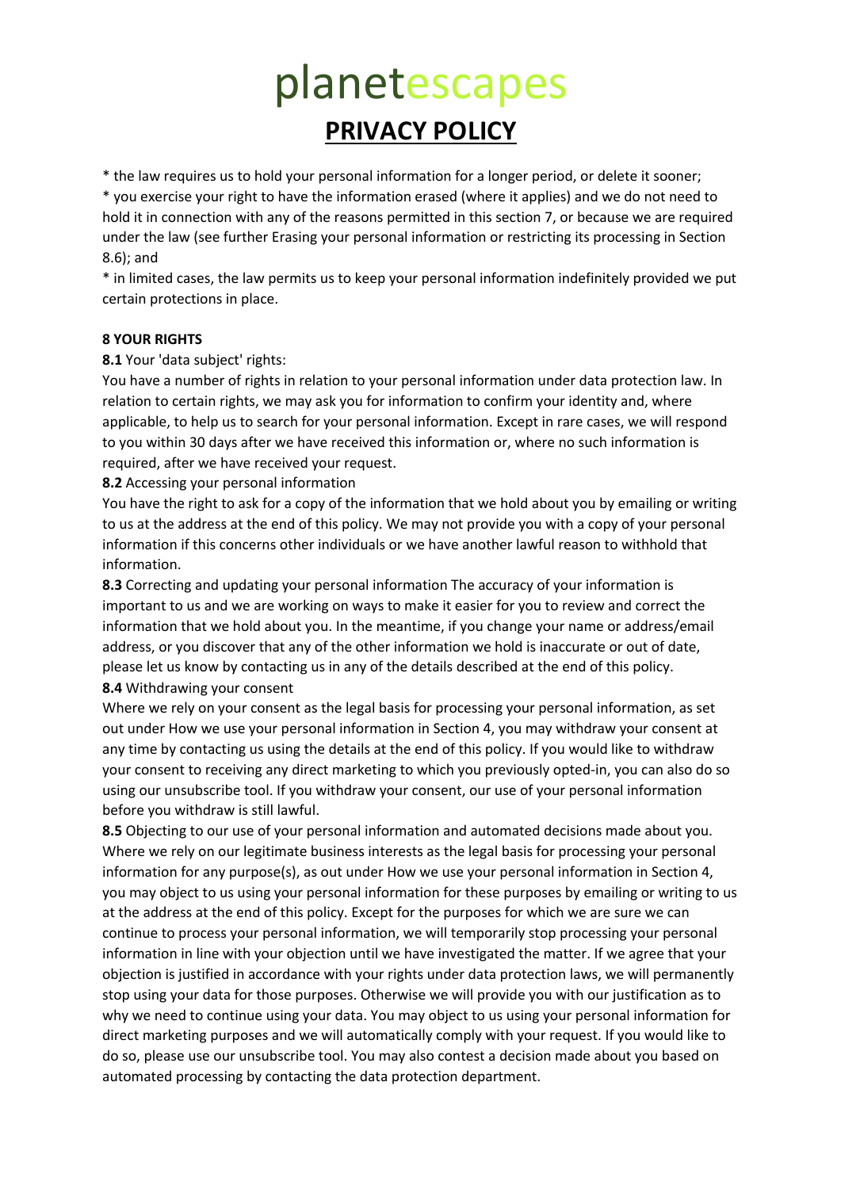* the law requires us to hold your personal information for a longer period, or delete it sooner;
* you exercise your right to have the information erased (where it applies) and we do not need to hold it in connection with any of the reasons permitted in this section 7, or because we are required under the law (see further Erasing your personal information or restricting its processing in Section 8.6); and
* in limited cases, the law permits us to keep your personal information indefinitely provided we put certain protections in place.

**8 YOUR RIGHTS**

**8.1** Your 'data subject' rights:
You have a number of rights in relation to your personal information under data protection law. In relation to certain rights, we may ask you for information to confirm your identity and, where applicable, to help us to search for your personal information. Except in rare cases, we will respond to you within 30 days after we have received this information or, where no such information is required, after we have received your request.

**8.2** Accessing your personal information
You have the right to ask for a copy of the information that we hold about you by emailing or writing to us at the address at the end of this policy. We may not provide you with a copy of your personal information if this concerns other individuals or we have another lawful reason to withhold that information.

**8.3** Correcting and updating your personal information The accuracy of your information is important to us and we are working on ways to make it easier for you to review and correct the information that we hold about you. In the meantime, if you change your name or address/email address, or you discover that any of the other information we hold is inaccurate or out of date, please let us know by contacting us in any of the details described at the end of this policy.

**8.4** Withdrawing your consent
Where we rely on your consent as the legal basis for processing your personal information, as set out under How we use your personal information in Section 4, you may withdraw your consent at any time by contacting us using the details at the end of this policy. If you would like to withdraw your consent to receiving any direct marketing to which you previously opted-in, you can also do so using our unsubscribe tool. If you withdraw your consent, our use of your personal information before you withdraw is still lawful.

**8.5** Objecting to our use of your personal information and automated decisions made about you. Where we rely on our legitimate business interests as the legal basis for processing your personal information for any purpose(s), as out under How we use your personal information in Section 4, you may object to us using your personal information for these purposes by emailing or writing to us at the address at the end of this policy. Except for the purposes for which we are sure we can continue to process your personal information, we will temporarily stop processing your personal information in line with your objection until we have investigated the matter. If we agree that your objection is justified in accordance with your rights under data protection laws, we will permanently stop using your data for those purposes. Otherwise we will provide you with our justification as to why we need to continue using your data. You may object to us using your personal information for direct marketing purposes and we will automatically comply with your request. If you would like to do so, please use our unsubscribe tool. You may also contest a decision made about you based on automated processing by contacting the data protection department.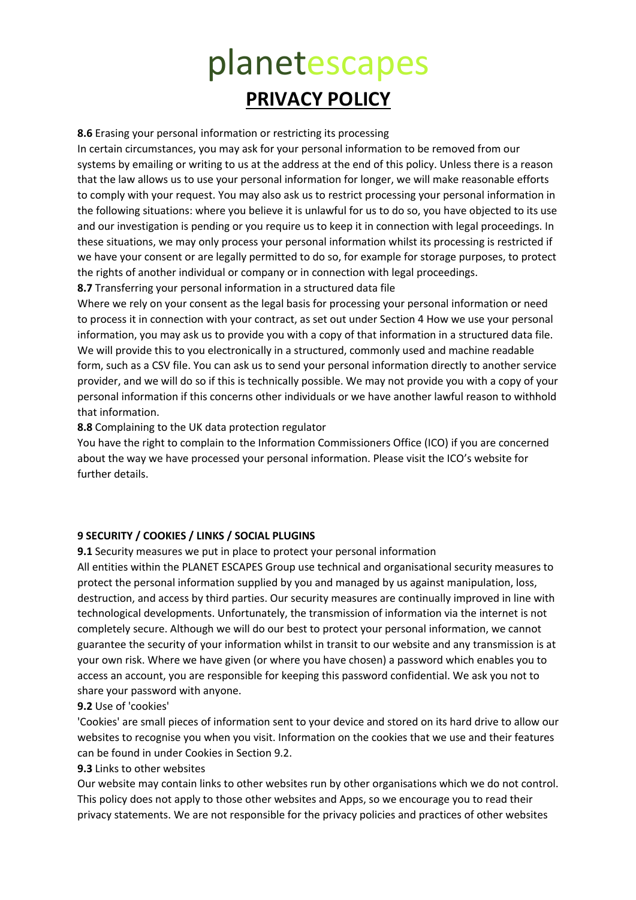**8.6** Erasing your personal information or restricting its processing

In certain circumstances, you may ask for your personal information to be removed from our systems by emailing or writing to us at the address at the end of this policy. Unless there is a reason that the law allows us to use your personal information for longer, we will make reasonable efforts to comply with your request. You may also ask us to restrict processing your personal information in the following situations: where you believe it is unlawful for us to do so, you have objected to its use and our investigation is pending or you require us to keep it in connection with legal proceedings. In these situations, we may only process your personal information whilst its processing is restricted if we have your consent or are legally permitted to do so, for example for storage purposes, to protect the rights of another individual or company or in connection with legal proceedings.

**8.7** Transferring your personal information in a structured data file

Where we rely on your consent as the legal basis for processing your personal information or need to process it in connection with your contract, as set out under Section 4 How we use your personal information, you may ask us to provide you with a copy of that information in a structured data file. We will provide this to you electronically in a structured, commonly used and machine readable form, such as a CSV file. You can ask us to send your personal information directly to another service provider, and we will do so if this is technically possible. We may not provide you with a copy of your personal information if this concerns other individuals or we have another lawful reason to withhold that information.

**8.8** Complaining to the UK data protection regulator

You have the right to complain to the Information Commissioners Office (ICO) if you are concerned about the way we have processed your personal information. Please visit the ICO's website for further details.

## 9 SECURITY / COOKIES / LINKS / SOCIAL PLUGINS

**9.1** Security measures we put in place to protect your personal information

All entities within the PLANET ESCAPES Group use technical and organisational security measures to protect the personal information supplied by you and managed by us against manipulation, loss, destruction, and access by third parties. Our security measures are continually improved in line with technological developments. Unfortunately, the transmission of information via the internet is not completely secure. Although we will do our best to protect your personal information, we cannot guarantee the security of your information whilst in transit to our website and any transmission is at your own risk. Where we have given (or where you have chosen) a password which enables you to access an account, you are responsible for keeping this password confidential. We ask you not to share your password with anyone.

**9.2** Use of 'cookies'

'Cookies' are small pieces of information sent to your device and stored on its hard drive to allow our websites to recognise you when you visit. Information on the cookies that we use and their features can be found in under Cookies in Section 9.2.

**9.3** Links to other websites

Our website may contain links to other websites run by other organisations which we do not control. This policy does not apply to those other websites and Apps, so we encourage you to read their privacy statements. We are not responsible for the privacy policies and practices of other websites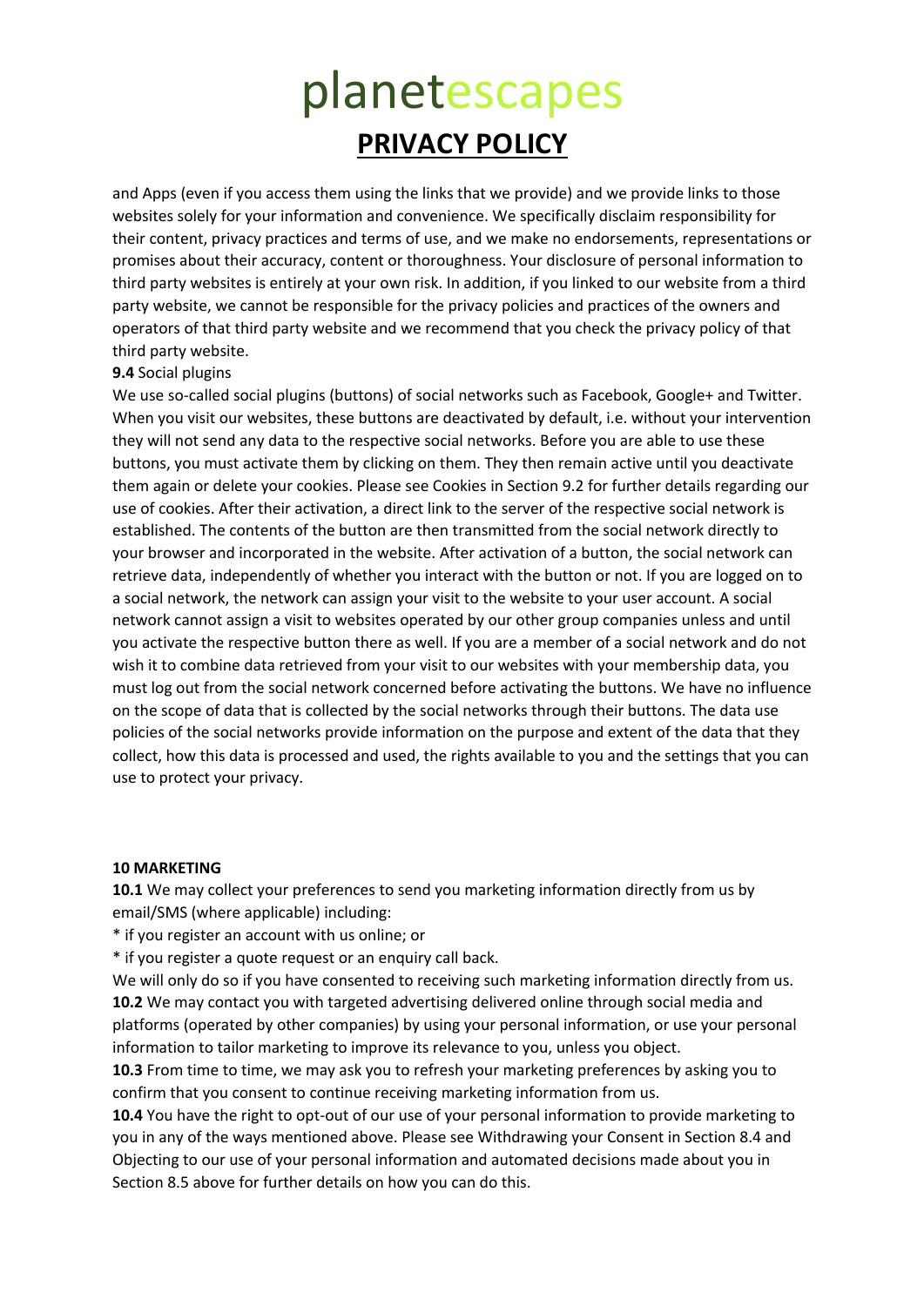and Apps (even if you access them using the links that we provide) and we provide links to those websites solely for your information and convenience. We specifically disclaim responsibility for their content, privacy practices and terms of use, and we make no endorsements, representations or promises about their accuracy, content or thoroughness. Your disclosure of personal information to third party websites is entirely at your own risk. In addition, if you linked to our website from a third party website, we cannot be responsible for the privacy policies and practices of the owners and operators of that third party website and we recommend that you check the privacy policy of that third party website.

**9.4** Social plugins

We use so-called social plugins (buttons) of social networks such as Facebook, Google+ and Twitter. When you visit our websites, these buttons are deactivated by default, i.e. without your intervention they will not send any data to the respective social networks. Before you are able to use these buttons, you must activate them by clicking on them. They then remain active until you deactivate them again or delete your cookies. Please see Cookies in Section 9.2 for further details regarding our use of cookies. After their activation, a direct link to the server of the respective social network is established. The contents of the button are then transmitted from the social network directly to your browser and incorporated in the website. After activation of a button, the social network can retrieve data, independently of whether you interact with the button or not. If you are logged on to a social network, the network can assign your visit to the website to your user account. A social network cannot assign a visit to websites operated by our other group companies unless and until you activate the respective button there as well. If you are a member of a social network and do not wish it to combine data retrieved from your visit to our websites with your membership data, you must log out from the social network concerned before activating the buttons. We have no influence on the scope of data that is collected by the social networks through their buttons. The data use policies of the social networks provide information on the purpose and extent of the data that they collect, how this data is processed and used, the rights available to you and the settings that you can use to protect your privacy.

**10 MARKETING**

**10.1** We may collect your preferences to send you marketing information directly from us by email/SMS (where applicable) including:

* if you register an account with us online; or
* if you register a quote request or an enquiry call back.

We will only do so if you have consented to receiving such marketing information directly from us.

**10.2** We may contact you with targeted advertising delivered online through social media and platforms (operated by other companies) by using your personal information, or use your personal information to tailor marketing to improve its relevance to you, unless you object.

**10.3** From time to time, we may ask you to refresh your marketing preferences by asking you to confirm that you consent to continue receiving marketing information from us.

**10.4** You have the right to opt-out of our use of your personal information to provide marketing to you in any of the ways mentioned above. Please see Withdrawing your Consent in Section 8.4 and Objecting to our use of your personal information and automated decisions made about you in Section 8.5 above for further details on how you can do this.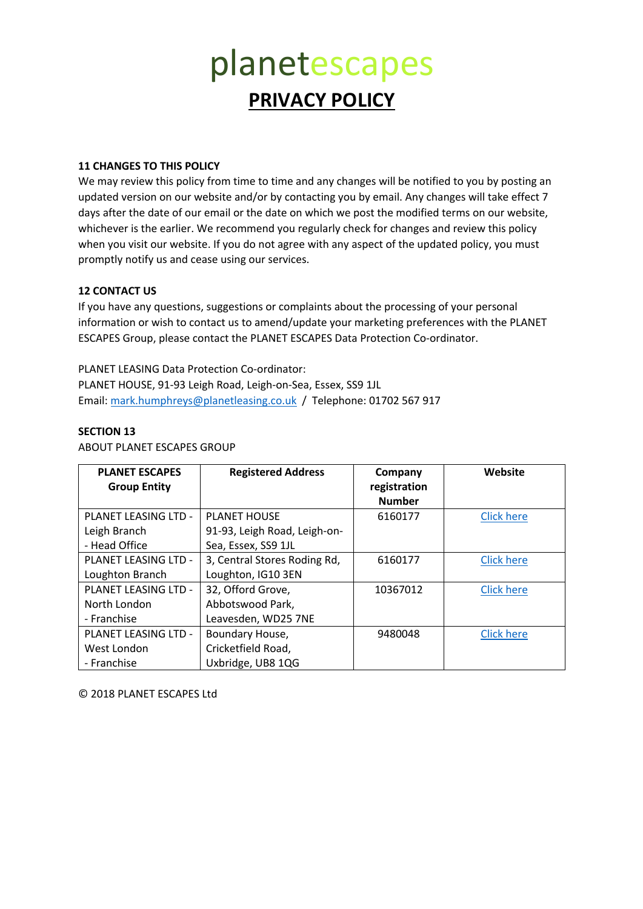# planetescapes

## PRIVACY POLICY

**11 CHANGES TO THIS POLICY**

We may review this policy from time to time and any changes will be notified to you by posting an updated version on our website and/or by contacting you by email. Any changes will take effect 7 days after the date of our email or the date on which we post the modified terms on our website, whichever is the earlier. We recommend you regularly check for changes and review this policy when you visit our website. If you do not agree with any aspect of the updated policy, you must promptly notify us and cease using our services.

**12 CONTACT US**

If you have any questions, suggestions or complaints about the processing of your personal information or wish to contact us to amend/update your marketing preferences with the PLANET ESCAPES Group, please contact the PLANET ESCAPES Data Protection Co-ordinator.

PLANET LEASING Data Protection Co-ordinator:
PLANET HOUSE, 91-93 Leigh Road, Leigh-on-Sea, Essex, SS9 1JL
Email: mark.humphreys@planetleasing.co.uk / Telephone: 01702 567 917

**SECTION 13**

ABOUT PLANET ESCAPES GROUP

| PLANET ESCAPES Group Entity | Registered Address | Company registration Number | Website |
|---|---|---|---|
| PLANET LEASING LTD - Leigh Branch - Head Office | PLANET HOUSE 91-93, Leigh Road, Leigh-on-Sea, Essex, SS9 1JL | 6160177 | Click here |
| PLANET LEASING LTD - Loughton Branch | 3, Central Stores Roding Rd, Loughton, IG10 3EN | 6160177 | Click here |
| PLANET LEASING LTD - North London - Franchise | 32, Offord Grove, Abbotswood Park, Leavesden, WD25 7NE | 10367012 | Click here |
| PLANET LEASING LTD - West London - Franchise | Boundary House, Cricketfield Road, Uxbridge, UB8 1QG | 9480048 | Click here |

© 2018 PLANET ESCAPES Ltd